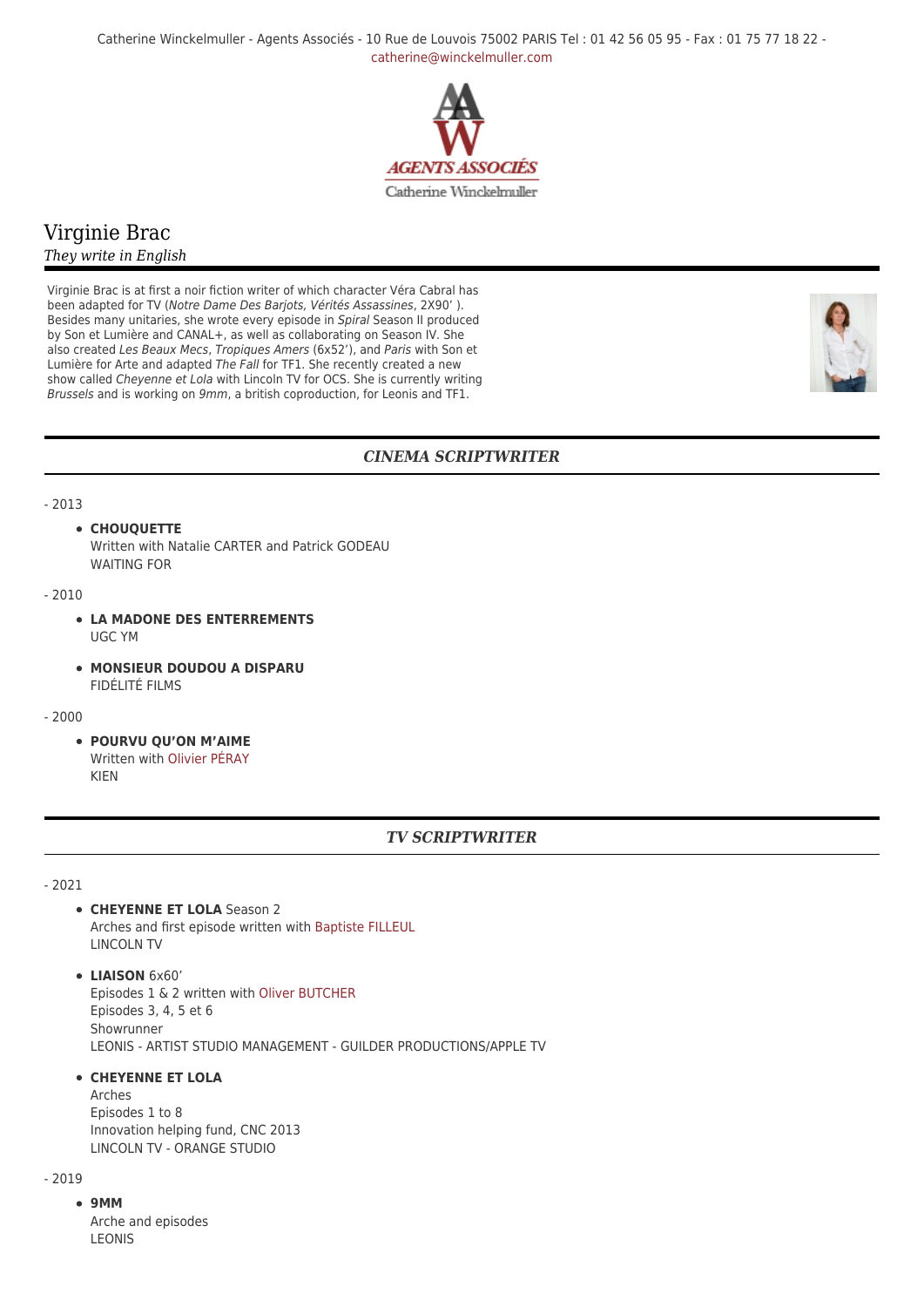Catherine Winckelmuller - Agents Associés - 10 Rue de Louvois 75002 PARIS Tel : 01 42 56 05 95 - Fax : 01 75 77 18 22 - catherine@winckelmuller.com

AGENTS ASSOCIÉS
Catherine Winckelmuller

# Virginie Brac

*They write in English*

Virginie Brac is at first a noir fiction writer of which character Véra Cabral has been adapted for TV (*Notre Dame Des Barjots*, *Vérités Assassines*, 2X90’ ). Besides many unitaries, she wrote every episode in *Spiral* Season II produced by Son et Lumière and CANAL+, as well as collaborating on Season IV. She also created *Les Beaux Mecs*, *Tropiques Amers* (6x52’), and *Paris* with Son et Lumière for Arte and adapted *The Fall* for TF1. She recently created a new show called *Cheyenne et Lola* with Lincoln TV for OCS. She is currently writing *Brussels* and is working on *9mm*, a british coproduction, for Leonis and TF1.

## *CINEMA SCRIPTWRITER*

- 2013

- **CHOUQUETTE**
  Written with Natalie CARTER and Patrick GODEAU
  WAITING FOR

- 2010

- **LA MADONE DES ENTERREMENTS**
  UGC YM

- **MONSIEUR DOUDOU A DISPARU**
  FIDÉLITÉ FILMS

- 2000

- **POURVU QU’ON M’AIME**
  Written with Olivier PÉRAY
  KIEN

## *TV SCRIPTWRITER*

- 2021

- **CHEYENNE ET LOLA** Season 2
  Arches and first episode written with Baptiste FILLEUL
  LINCOLN TV

- **LIAISON** 6x60’
  Episodes 1 & 2 written with Oliver BUTCHER
  Episodes 3, 4, 5 et 6
  Showrunner
  LEONIS - ARTIST STUDIO MANAGEMENT - GUILDER PRODUCTIONS/APPLE TV

- **CHEYENNE ET LOLA**
  Arches
  Episodes 1 to 8
  Innovation helping fund, CNC 2013
  LINCOLN TV - ORANGE STUDIO

- 2019

- **9MM**
  Arche and episodes
  LEONIS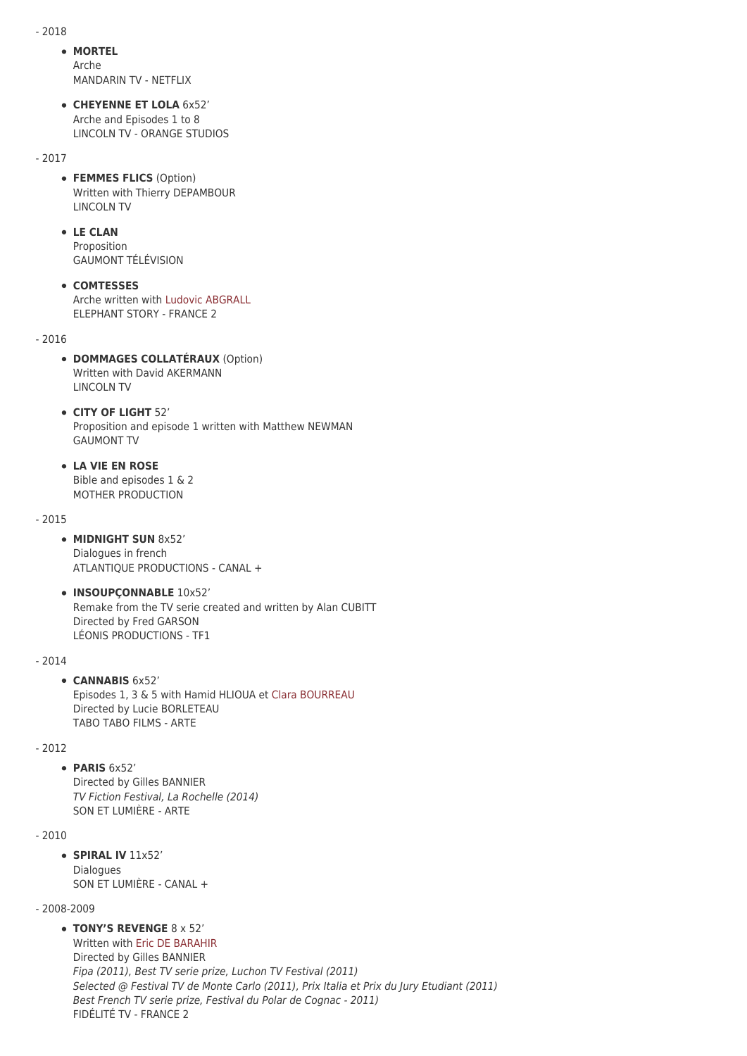- 2018

- **MORTEL**
  Arche
  MANDARIN TV - NETFLIX

- **CHEYENNE ET LOLA** 6x52’
  Arche and Episodes 1 to 8
  LINCOLN TV - ORANGE STUDIOS

- 2017

- **FEMMES FLICS** (Option)
  Written with Thierry DEPAMBOUR
  LINCOLN TV

- **LE CLAN**
  Proposition
  GAUMONT TÉLÉVISION

- **COMTESSES**
  Arche written with Ludovic ABGRALL
  ELEPHANT STORY - FRANCE 2

- 2016

- **DOMMAGES COLLATÉRAUX** (Option)
  Written with David AKERMANN
  LINCOLN TV

- **CITY OF LIGHT** 52’
  Proposition and episode 1 written with Matthew NEWMAN
  GAUMONT TV

- **LA VIE EN ROSE**
  Bible and episodes 1 & 2
  MOTHER PRODUCTION

- 2015

- **MIDNIGHT SUN** 8x52’
  Dialogues in french
  ATLANTIQUE PRODUCTIONS - CANAL +

- **INSOUPÇONNABLE** 10x52’
  Remake from the TV serie created and written by Alan CUBITT
  Directed by Fred GARSON
  LÉONIS PRODUCTIONS - TF1

- 2014

- **CANNABIS** 6x52’
  Episodes 1, 3 & 5 with Hamid HLIOUA et Clara BOURREAU
  Directed by Lucie BORLETEAU
  TABO TABO FILMS - ARTE

- 2012

- **PARIS** 6x52’
  Directed by Gilles BANNIER
  *TV Fiction Festival, La Rochelle (2014)*
  SON ET LUMIÈRE - ARTE

- 2010

- **SPIRAL IV** 11x52’
  Dialogues
  SON ET LUMIÈRE - CANAL +

- 2008-2009

- **TONY’S REVENGE** 8 x 52’
  Written with Eric DE BARAHIR
  Directed by Gilles BANNIER
  *Fipa (2011), Best TV serie prize, Luchon TV Festival (2011)*
  *Selected @ Festival TV de Monte Carlo (2011), Prix Italia et Prix du Jury Etudiant (2011)*
  *Best French TV serie prize, Festival du Polar de Cognac - 2011)*
  FIDÉLITÉ TV - FRANCE 2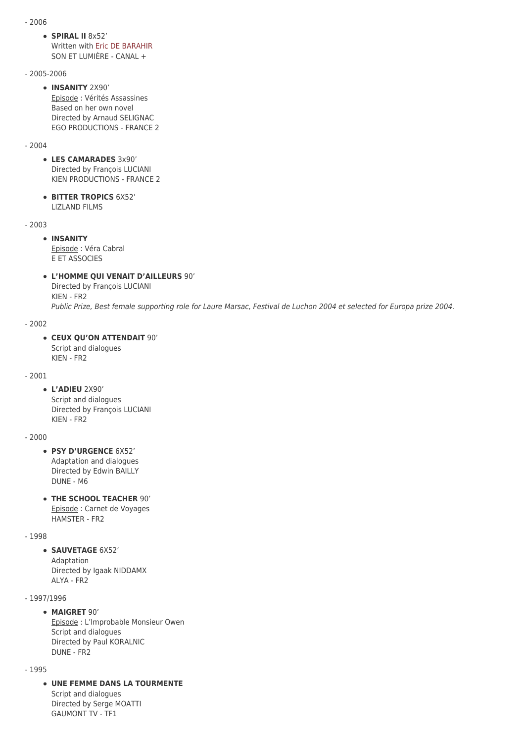- 2006

- **SPIRAL II** 8x52’
  Written with Eric DE BARAHIR
  SON ET LUMIÈRE - CANAL +

- 2005-2006

- **INSANITY** 2X90’
  Episode : Vérités Assassines
  Based on her own novel
  Directed by Arnaud SELIGNAC
  EGO PRODUCTIONS - FRANCE 2

- 2004

- **LES CAMARADES** 3x90’
  Directed by François LUCIANI
  KIEN PRODUCTIONS - FRANCE 2

- **BITTER TROPICS** 6X52’
  LIZLAND FILMS

- 2003

- **INSANITY**
  Episode : Véra Cabral
  E ET ASSOCIES

- **L’HOMME QUI VENAIT D’AILLEURS** 90’
  Directed by François LUCIANI
  KIEN - FR2
  *Public Prize, Best female supporting role for Laure Marsac, Festival de Luchon 2004 et selected for Europa prize 2004.*

- 2002

- **CEUX QU’ON ATTENDAIT** 90’
  Script and dialogues
  KIEN - FR2

- 2001

- **L’ADIEU** 2X90’
  Script and dialogues
  Directed by François LUCIANI
  KIEN - FR2

- 2000

- **PSY D’URGENCE** 6X52’
  Adaptation and dialogues
  Directed by Edwin BAILLY
  DUNE - M6

- **THE SCHOOL TEACHER** 90’
  Episode : Carnet de Voyages
  HAMSTER - FR2

- 1998

- **SAUVETAGE** 6X52’
  Adaptation
  Directed by Igaak NIDDAMX
  ALYA - FR2

- 1997/1996

- **MAIGRET** 90’
  Episode : L’Improbable Monsieur Owen
  Script and dialogues
  Directed by Paul KORALNIC
  DUNE - FR2

- 1995

- **UNE FEMME DANS LA TOURMENTE**
  Script and dialogues
  Directed by Serge MOATTI
  GAUMONT TV - TF1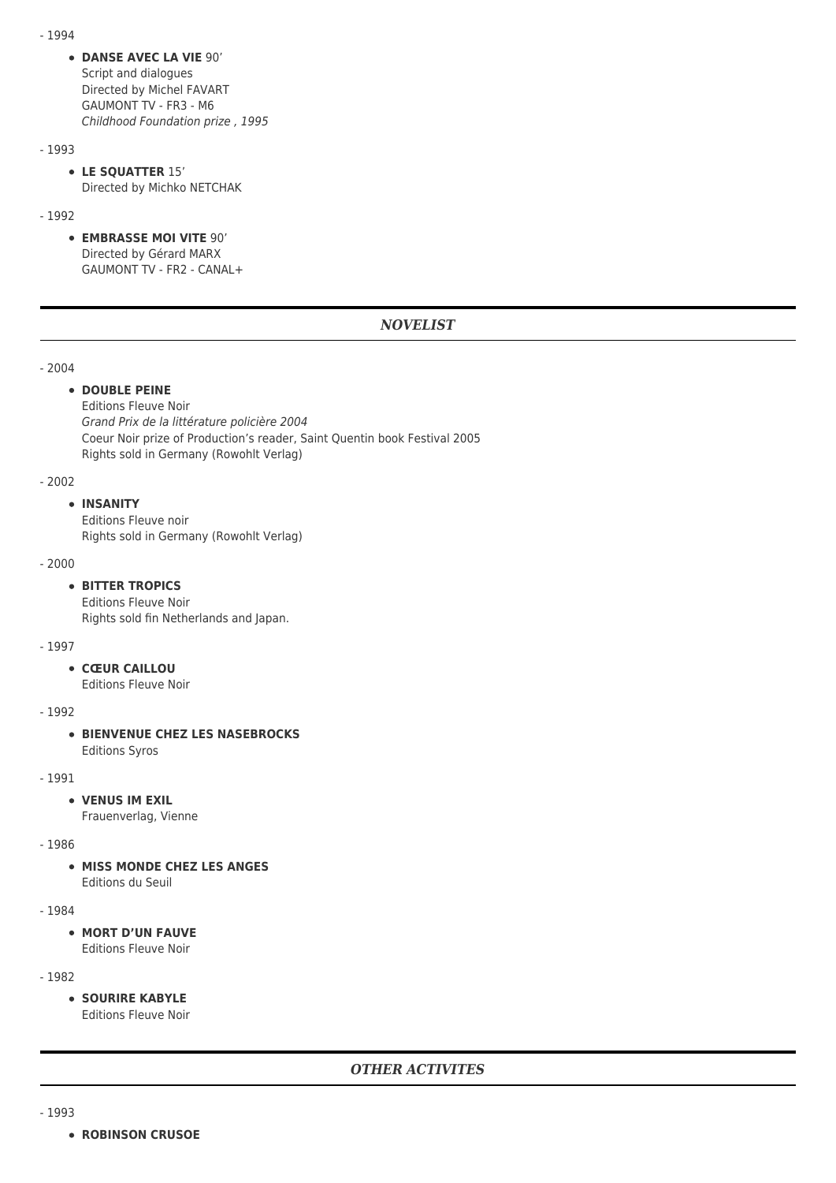- 1994

- **DANSE AVEC LA VIE** 90’
  Script and dialogues
  Directed by Michel FAVART
  GAUMONT TV - FR3 - M6
  *Childhood Foundation prize , 1995*

- 1993

- **LE SQUATTER** 15’
  Directed by Michko NETCHAK

- 1992

- **EMBRASSE MOI VITE** 90’
  Directed by Gérard MARX
  GAUMONT TV - FR2 - CANAL+

---

## *NOVELIST*

---

- 2004

- **DOUBLE PEINE**
  Editions Fleuve Noir
  *Grand Prix de la littérature policière 2004*
  Coeur Noir prize of Production’s reader, Saint Quentin book Festival 2005
  Rights sold in Germany (Rowohlt Verlag)

- 2002

- **INSANITY**
  Editions Fleuve noir
  Rights sold in Germany (Rowohlt Verlag)

- 2000

- **BITTER TROPICS**
  Editions Fleuve Noir
  Rights sold fin Netherlands and Japan.

- 1997

- **CŒUR CAILLOU**
  Editions Fleuve Noir

- 1992

- **BIENVENUE CHEZ LES NASEBROCKS**
  Editions Syros

- 1991

- **VENUS IM EXIL**
  Frauenverlag, Vienne

- 1986

- **MISS MONDE CHEZ LES ANGES**
  Editions du Seuil

- 1984

- **MORT D’UN FAUVE**
  Editions Fleuve Noir

- 1982

- **SOURIRE KABYLE**
  Editions Fleuve Noir

---

## *OTHER ACTIVITES*

---

- 1993

- **ROBINSON CRUSOE**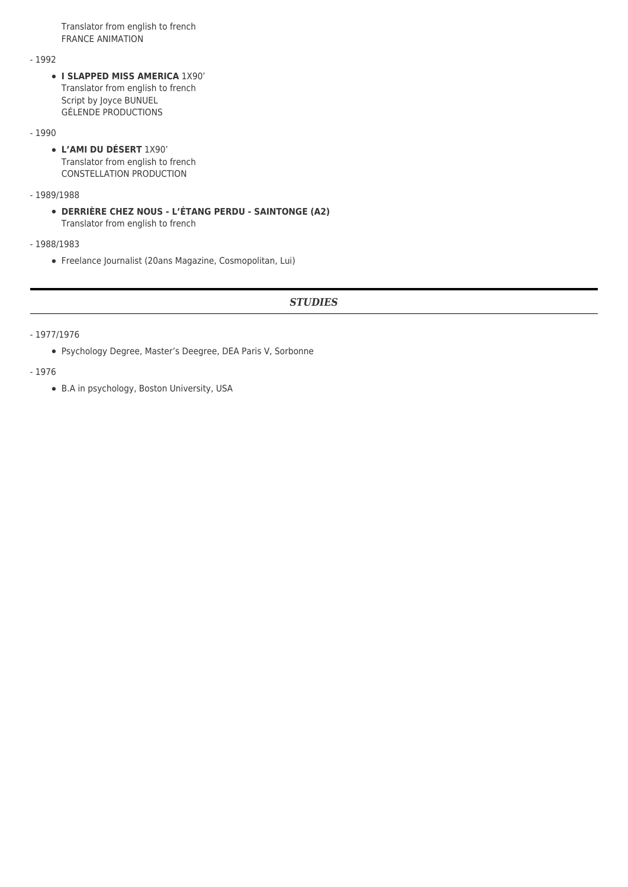Translator from english to french
FRANCE ANIMATION

- 1992

  - **I SLAPPED MISS AMERICA** 1X90'
    Translator from english to french
    Script by Joyce BUNUEL
    GÉLENDE PRODUCTIONS

- 1990

  - **L'AMI DU DÉSERT** 1X90'
    Translator from english to french
    CONSTELLATION PRODUCTION

- 1989/1988

  - **DERRIÈRE CHEZ NOUS - L'ÉTANG PERDU - SAINTONGE (A2)**
    Translator from english to french

- 1988/1983

  - Freelance Journalist (20ans Magazine, Cosmopolitan, Lui)

## *STUDIES*

- 1977/1976

  - Psychology Degree, Master's Deegree, DEA Paris V, Sorbonne

- 1976

  - B.A in psychology, Boston University, USA